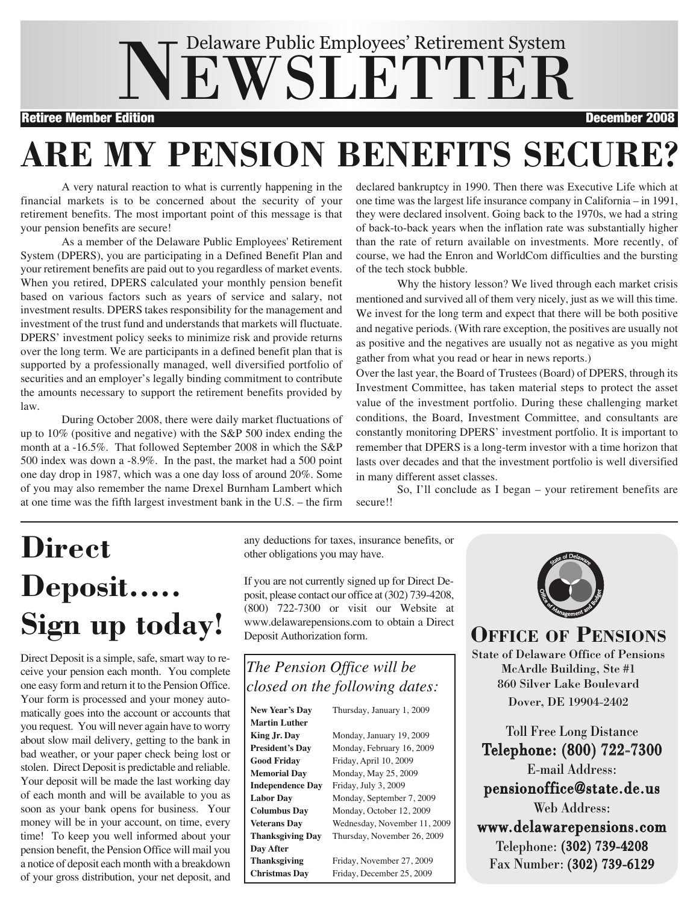# Delaware Public Employees' Retirement System NEWSLETTER

**Retiree Member Edition** — **December 2008**

# ARE MY PENSION BENEFITS SECURE?

A very natural reaction to what is currently happening in the financial markets is to be concerned about the security of your retirement benefits. The most important point of this message is that your pension benefits are secure!

As a member of the Delaware Public Employees' Retirement System (DPERS), you are participating in a Defined Benefit Plan and your retirement benefits are paid out to you regardless of market events. When you retired, DPERS calculated your monthly pension benefit based on various factors such as years of service and salary, not investment results. DPERS takes responsibility for the management and investment of the trust fund and understands that markets will fluctuate. DPERS' investment policy seeks to minimize risk and provide returns over the long term. We are participants in a defined benefit plan that is supported by a professionally managed, well diversified portfolio of securities and an employer's legally binding commitment to contribute the amounts necessary to support the retirement benefits provided by law.

During October 2008, there were daily market fluctuations of up to 10% (positive and negative) with the S&P 500 index ending the month at a -16.5%. That followed September 2008 in which the S&P 500 index was down a -8.9%. In the past, the market had a 500 point one day drop in 1987, which was a one day loss of around 20%. Some of you may also remember the name Drexel Burnham Lambert which at one time was the fifth largest investment bank in the U.S. – the firm declared bankruptcy in 1990. Then there was Executive Life which at one time was the largest life insurance company in California – in 1991, they were declared insolvent. Going back to the 1970s, we had a string of back-to-back years when the inflation rate was substantially higher than the rate of return available on investments. More recently, of course, we had the Enron and WorldCom difficulties and the bursting of the tech stock bubble.

Why the history lesson? We lived through each market crisis mentioned and survived all of them very nicely, just as we will this time. We invest for the long term and expect that there will be both positive and negative periods. (With rare exception, the positives are usually not as positive and the negatives are usually not as negative as you might gather from what you read or hear in news reports.)

Over the last year, the Board of Trustees (Board) of DPERS, through its Investment Committee, has taken material steps to protect the asset value of the investment portfolio. During these challenging market conditions, the Board, Investment Committee, and consultants are constantly monitoring DPERS' investment portfolio. It is important to remember that DPERS is a long-term investor with a time horizon that lasts over decades and that the investment portfolio is well diversified in many different asset classes.

So, I'll conclude as I began – your retirement benefits are secure!!

# Direct Deposit….. Sign up today!

Direct Deposit is a simple, safe, smart way to receive your pension each month. You complete one easy form and return it to the Pension Office. Your form is processed and your money automatically goes into the account or accounts that you request. You will never again have to worry about slow mail delivery, getting to the bank in bad weather, or your paper check being lost or stolen. Direct Deposit is predictable and reliable. Your deposit will be made the last working day of each month and will be available to you as soon as your bank opens for business. Your money will be in your account, on time, every time! To keep you well informed about your pension benefit, the Pension Office will mail you a notice of deposit each month with a breakdown of your gross distribution, your net deposit, and any deductions for taxes, insurance benefits, or other obligations you may have.

If you are not currently signed up for Direct Deposit, please contact our office at (302) 739-4208, (800) 722-7300 or visit our Website at www.delawarepensions.com to obtain a Direct Deposit Authorization form.

*The Pension Office will be closed on the following dates:*

| Holiday | Date |
|---|---|
| **New Year's Day** | Thursday, January 1, 2009 |
| **Martin Luther King Jr. Day** | Monday, January 19, 2009 |
| **President's Day** | Monday, February 16, 2009 |
| **Good Friday** | Friday, April 10, 2009 |
| **Memorial Day** | Monday, May 25, 2009 |
| **Independence Day** | Friday, July 3, 2009 |
| **Labor Day** | Monday, September 7, 2009 |
| **Columbus Day** | Monday, October 12, 2009 |
| **Veterans Day** | Wednesday, November 11, 2009 |
| **Thanksgiving Day** | Thursday, November 26, 2009 |
| **Day After Thanksgiving** | Friday, November 27, 2009 |
| **Christmas Day** | Friday, December 25, 2009 |

## OFFICE OF PENSIONS

State of Delaware Office of Pensions
McArdle Building, Ste #1
860 Silver Lake Boulevard
Dover, DE 19904-2402

Toll Free Long Distance
Telephone: (800) 722-7300
E-mail Address:
pensionoffice@state.de.us
Web Address:
www.delawarepensions.com
Telephone: (302) 739-4208
Fax Number: (302) 739-6129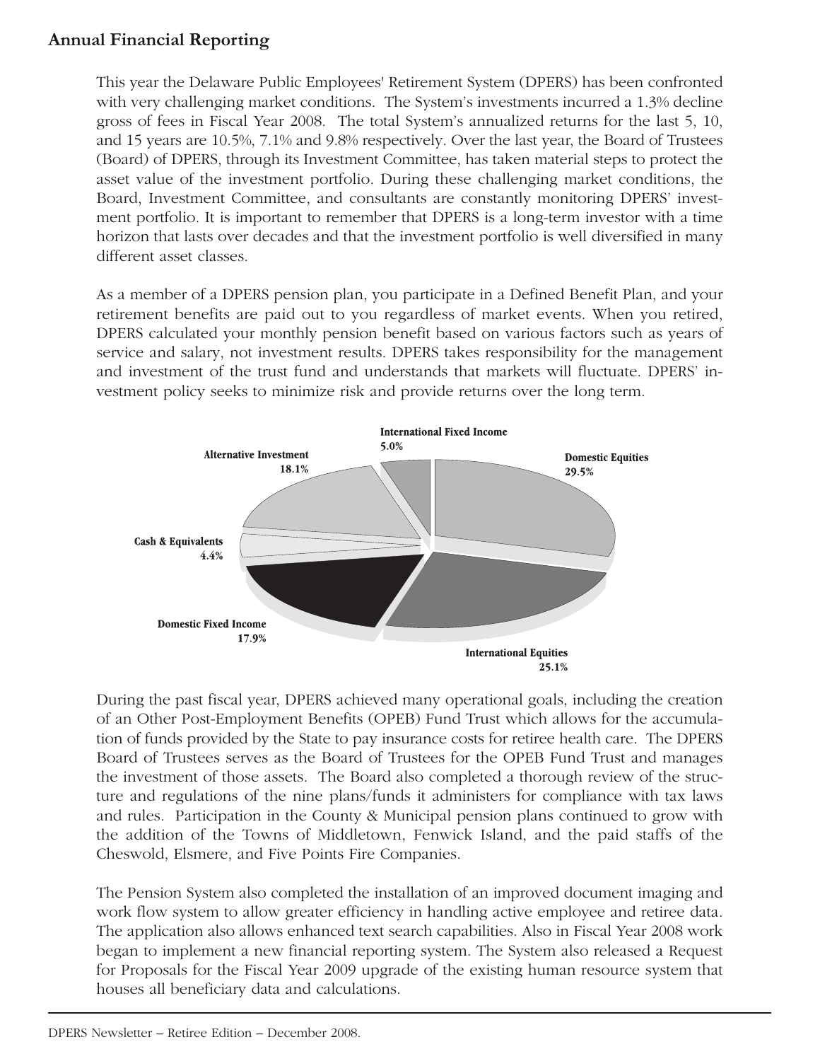## Annual Financial Reporting

This year the Delaware Public Employees' Retirement System (DPERS) has been confronted with very challenging market conditions. The System's investments incurred a 1.3% decline gross of fees in Fiscal Year 2008. The total System's annualized returns for the last 5, 10, and 15 years are 10.5%, 7.1% and 9.8% respectively. Over the last year, the Board of Trustees (Board) of DPERS, through its Investment Committee, has taken material steps to protect the asset value of the investment portfolio. During these challenging market conditions, the Board, Investment Committee, and consultants are constantly monitoring DPERS' investment portfolio. It is important to remember that DPERS is a long-term investor with a time horizon that lasts over decades and that the investment portfolio is well diversified in many different asset classes.

As a member of a DPERS pension plan, you participate in a Defined Benefit Plan, and your retirement benefits are paid out to you regardless of market events. When you retired, DPERS calculated your monthly pension benefit based on various factors such as years of service and salary, not investment results. DPERS takes responsibility for the management and investment of the trust fund and understands that markets will fluctuate. DPERS' investment policy seeks to minimize risk and provide returns over the long term.

| Asset Class | Allocation |
|---|---|
| Domestic Equities | 29.5% |
| International Equities | 25.1% |
| Domestic Fixed Income | 17.9% |
| Cash & Equivalents | 4.4% |
| Alternative Investment | 18.1% |
| International Fixed Income | 5.0% |

During the past fiscal year, DPERS achieved many operational goals, including the creation of an Other Post-Employment Benefits (OPEB) Fund Trust which allows for the accumulation of funds provided by the State to pay insurance costs for retiree health care. The DPERS Board of Trustees serves as the Board of Trustees for the OPEB Fund Trust and manages the investment of those assets. The Board also completed a thorough review of the structure and regulations of the nine plans/funds it administers for compliance with tax laws and rules. Participation in the County & Municipal pension plans continued to grow with the addition of the Towns of Middletown, Fenwick Island, and the paid staffs of the Cheswold, Elsmere, and Five Points Fire Companies.

The Pension System also completed the installation of an improved document imaging and work flow system to allow greater efficiency in handling active employee and retiree data. The application also allows enhanced text search capabilities. Also in Fiscal Year 2008 work began to implement a new financial reporting system. The System also released a Request for Proposals for the Fiscal Year 2009 upgrade of the existing human resource system that houses all beneficiary data and calculations.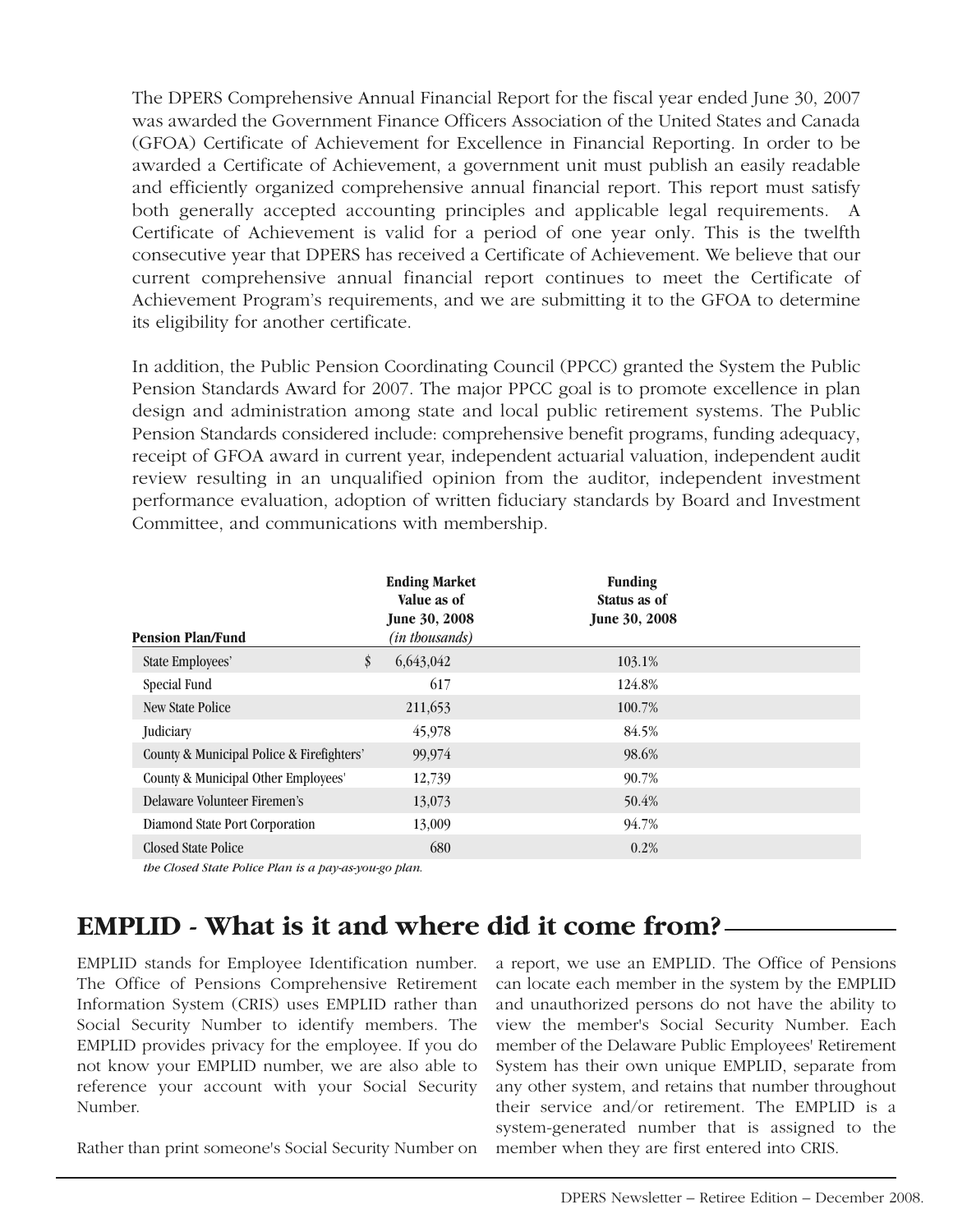The DPERS Comprehensive Annual Financial Report for the fiscal year ended June 30, 2007 was awarded the Government Finance Officers Association of the United States and Canada (GFOA) Certificate of Achievement for Excellence in Financial Reporting. In order to be awarded a Certificate of Achievement, a government unit must publish an easily readable and efficiently organized comprehensive annual financial report. This report must satisfy both generally accepted accounting principles and applicable legal requirements. A Certificate of Achievement is valid for a period of one year only. This is the twelfth consecutive year that DPERS has received a Certificate of Achievement. We believe that our current comprehensive annual financial report continues to meet the Certificate of Achievement Program's requirements, and we are submitting it to the GFOA to determine its eligibility for another certificate.

In addition, the Public Pension Coordinating Council (PPCC) granted the System the Public Pension Standards Award for 2007. The major PPCC goal is to promote excellence in plan design and administration among state and local public retirement systems. The Public Pension Standards considered include: comprehensive benefit programs, funding adequacy, receipt of GFOA award in current year, independent actuarial valuation, independent audit review resulting in an unqualified opinion from the auditor, independent investment performance evaluation, adoption of written fiduciary standards by Board and Investment Committee, and communications with membership.

| Pension Plan/Fund | Ending Market Value as of June 30, 2008 *(in thousands)* | Funding Status as of June 30, 2008 |
|---|---|---|
| State Employees' | $ 6,643,042 | 103.1% |
| Special Fund | 617 | 124.8% |
| New State Police | 211,653 | 100.7% |
| Judiciary | 45,978 | 84.5% |
| County & Municipal Police & Firefighters' | 99,974 | 98.6% |
| County & Municipal Other Employees' | 12,739 | 90.7% |
| Delaware Volunteer Firemen's | 13,073 | 50.4% |
| Diamond State Port Corporation | 13,009 | 94.7% |
| Closed State Police | 680 | 0.2% |

*the Closed State Police Plan is a pay-as-you-go plan.*

## EMPLID - What is it and where did it come from?

EMPLID stands for Employee Identification number. The Office of Pensions Comprehensive Retirement Information System (CRIS) uses EMPLID rather than Social Security Number to identify members. The EMPLID provides privacy for the employee. If you do not know your EMPLID number, we are also able to reference your account with your Social Security Number.

Rather than print someone's Social Security Number on a report, we use an EMPLID. The Office of Pensions can locate each member in the system by the EMPLID and unauthorized persons do not have the ability to view the member's Social Security Number. Each member of the Delaware Public Employees' Retirement System has their own unique EMPLID, separate from any other system, and retains that number throughout their service and/or retirement. The EMPLID is a system-generated number that is assigned to the member when they are first entered into CRIS.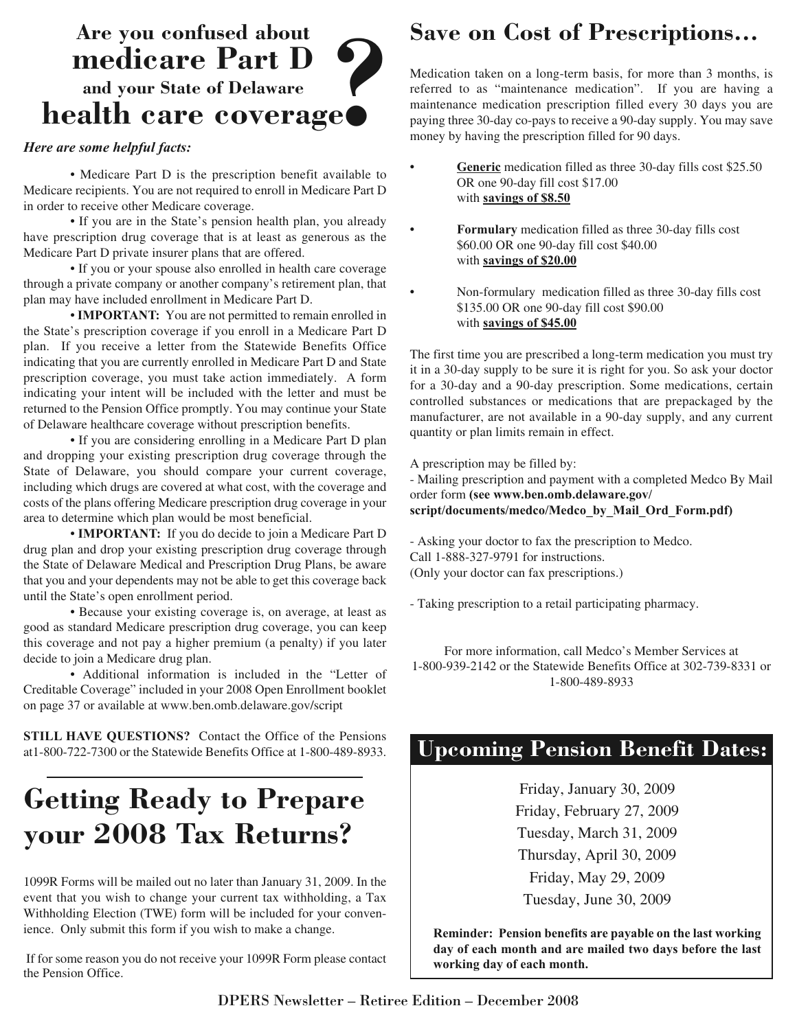# Are you confused about medicare Part D and your State of Delaware health care coverage?

***Here are some helpful facts:***

• Medicare Part D is the prescription benefit available to Medicare recipients. You are not required to enroll in Medicare Part D in order to receive other Medicare coverage.

• If you are in the State's pension health plan, you already have prescription drug coverage that is at least as generous as the Medicare Part D private insurer plans that are offered.

• If you or your spouse also enrolled in health care coverage through a private company or another company's retirement plan, that plan may have included enrollment in Medicare Part D.

• **IMPORTANT:** You are not permitted to remain enrolled in the State's prescription coverage if you enroll in a Medicare Part D plan. If you receive a letter from the Statewide Benefits Office indicating that you are currently enrolled in Medicare Part D and State prescription coverage, you must take action immediately. A form indicating your intent will be included with the letter and must be returned to the Pension Office promptly. You may continue your State of Delaware healthcare coverage without prescription benefits.

• If you are considering enrolling in a Medicare Part D plan and dropping your existing prescription drug coverage through the State of Delaware, you should compare your current coverage, including which drugs are covered at what cost, with the coverage and costs of the plans offering Medicare prescription drug coverage in your area to determine which plan would be most beneficial.

• **IMPORTANT:** If you do decide to join a Medicare Part D drug plan and drop your existing prescription drug coverage through the State of Delaware Medical and Prescription Drug Plans, be aware that you and your dependents may not be able to get this coverage back until the State's open enrollment period.

• Because your existing coverage is, on average, at least as good as standard Medicare prescription drug coverage, you can keep this coverage and not pay a higher premium (a penalty) if you later decide to join a Medicare drug plan.

• Additional information is included in the "Letter of Creditable Coverage" included in your 2008 Open Enrollment booklet on page 37 or available at www.ben.omb.delaware.gov/script

**STILL HAVE QUESTIONS?** Contact the Office of the Pensions at1-800-722-7300 or the Statewide Benefits Office at 1-800-489-8933.

# Getting Ready to Prepare your 2008 Tax Returns?

1099R Forms will be mailed out no later than January 31, 2009. In the event that you wish to change your current tax withholding, a Tax Withholding Election (TWE) form will be included for your convenience. Only submit this form if you wish to make a change.

If for some reason you do not receive your 1099R Form please contact the Pension Office.

# Save on Cost of Prescriptions…

Medication taken on a long-term basis, for more than 3 months, is referred to as "maintenance medication". If you are having a maintenance medication prescription filled every 30 days you are paying three 30-day co-pays to receive a 90-day supply. You may save money by having the prescription filled for 90 days.

- **Generic** medication filled as three 30-day fills cost $25.50 OR one 90-day fill cost $17.00 with **savings of $8.50**
- **Formulary** medication filled as three 30-day fills cost $60.00 OR one 90-day fill cost $40.00 with **savings of $20.00**
- Non-formulary medication filled as three 30-day fills cost $135.00 OR one 90-day fill cost $90.00 with **savings of $45.00**

The first time you are prescribed a long-term medication you must try it in a 30-day supply to be sure it is right for you. So ask your doctor for a 30-day and a 90-day prescription. Some medications, certain controlled substances or medications that are prepackaged by the manufacturer, are not available in a 90-day supply, and any current quantity or plan limits remain in effect.

A prescription may be filled by:

- Mailing prescription and payment with a completed Medco By Mail order form **(see www.ben.omb.delaware.gov/script/documents/medco/Medco_by_Mail_Ord_Form.pdf)**

- Asking your doctor to fax the prescription to Medco. Call 1-888-327-9791 for instructions. (Only your doctor can fax prescriptions.)

- Taking prescription to a retail participating pharmacy.

For more information, call Medco's Member Services at 1-800-939-2142 or the Statewide Benefits Office at 302-739-8331 or 1-800-489-8933

## Upcoming Pension Benefit Dates:

Friday, January 30, 2009
Friday, February 27, 2009
Tuesday, March 31, 2009
Thursday, April 30, 2009
Friday, May 29, 2009
Tuesday, June 30, 2009

**Reminder: Pension benefits are payable on the last working day of each month and are mailed two days before the last working day of each month.**

DPERS Newsletter – Retiree Edition – December 2008